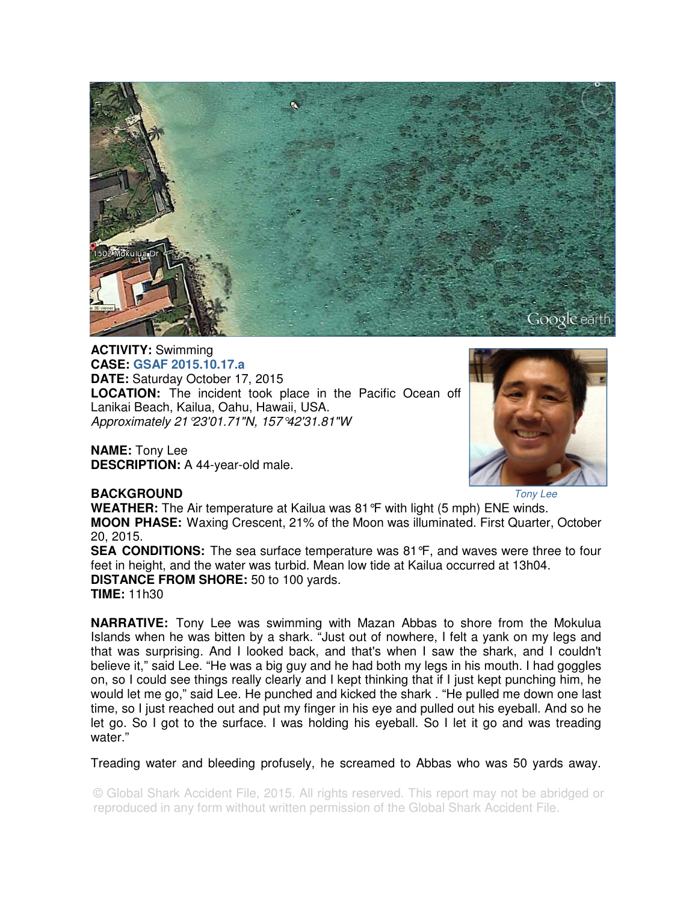**ACTIVITY:** Swimming
**CASE:** **GSAF 2015.10.17.a**
**DATE:** Saturday October 17, 2015
**LOCATION:** The incident took place in the Pacific Ocean off Lanikai Beach, Kailua, Oahu, Hawaii, USA.
*Approximately 21°23'01.71"N, 157°42'31.81"W*

**NAME:** Tony Lee
**DESCRIPTION:** A 44-year-old male.

*Tony Lee*

**BACKGROUND**
**WEATHER:** The Air temperature at Kailua was 81°F with light (5 mph) ENE winds.
**MOON PHASE:** Waxing Crescent, 21% of the Moon was illuminated. First Quarter, October 20, 2015.
**SEA CONDITIONS:** The sea surface temperature was 81°F, and waves were three to four feet in height, and the water was turbid. Mean low tide at Kailua occurred at 13h04.
**DISTANCE FROM SHORE:** 50 to 100 yards.
**TIME:** 11h30

**NARRATIVE:** Tony Lee was swimming with Mazan Abbas to shore from the Mokulua Islands when he was bitten by a shark. "Just out of nowhere, I felt a yank on my legs and that was surprising. And I looked back, and that's when I saw the shark, and I couldn't believe it," said Lee. "He was a big guy and he had both my legs in his mouth. I had goggles on, so I could see things really clearly and I kept thinking that if I just kept punching him, he would let me go," said Lee. He punched and kicked the shark . "He pulled me down one last time, so I just reached out and put my finger in his eye and pulled out his eyeball. And so he let go. So I got to the surface. I was holding his eyeball. So I let it go and was treading water."

Treading water and bleeding profusely, he screamed to Abbas who was 50 yards away.

© Global Shark Accident File, 2015. All rights reserved. This report may not be abridged or reproduced in any form without written permission of the Global Shark Accident File.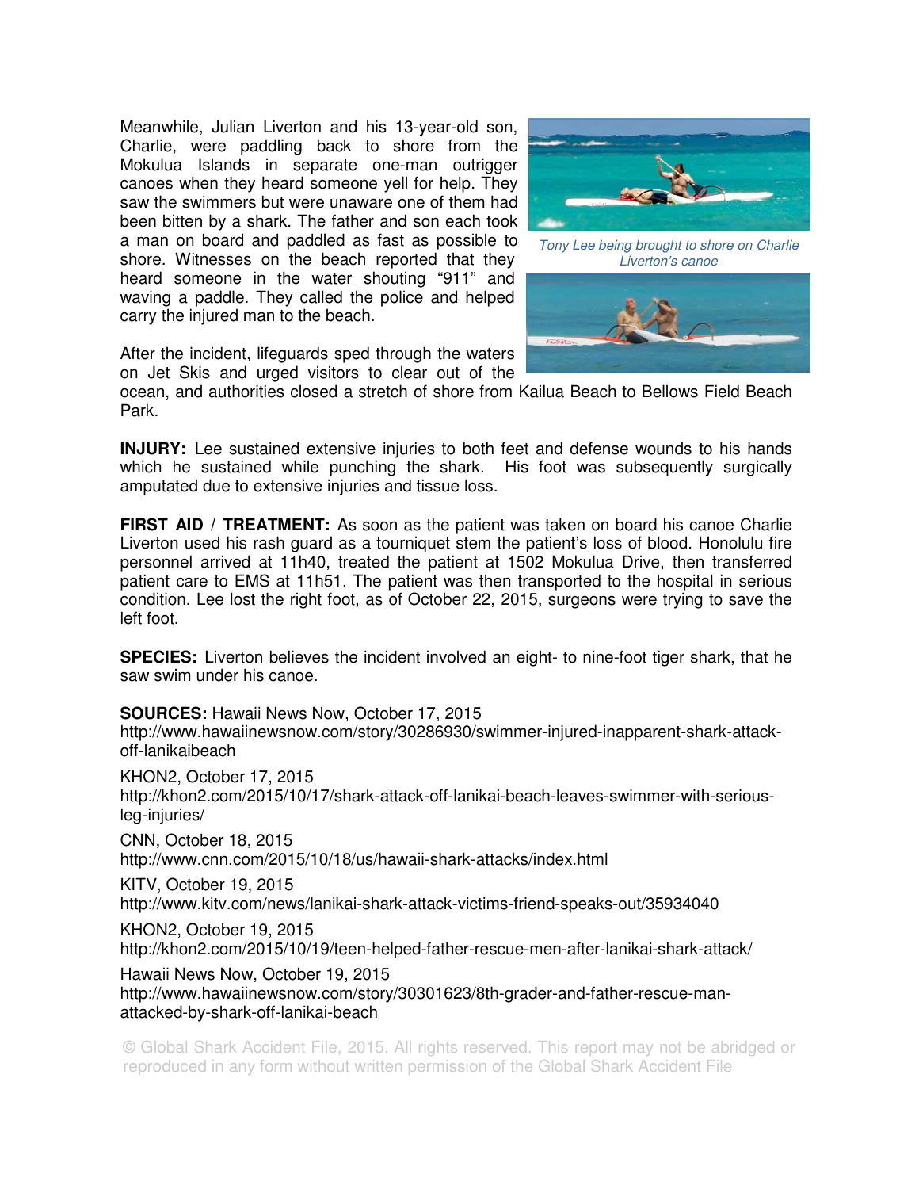Meanwhile, Julian Liverton and his 13-year-old son, Charlie, were paddling back to shore from the Mokulua Islands in separate one-man outrigger canoes when they heard someone yell for help. They saw the swimmers but were unaware one of them had been bitten by a shark. The father and son each took a man on board and paddled as fast as possible to shore. Witnesses on the beach reported that they heard someone in the water shouting "911" and waving a paddle. They called the police and helped carry the injured man to the beach.

*Tony Lee being brought to shore on Charlie Liverton's canoe*

After the incident, lifeguards sped through the waters on Jet Skis and urged visitors to clear out of the ocean, and authorities closed a stretch of shore from Kailua Beach to Bellows Field Beach Park.

**INJURY:** Lee sustained extensive injuries to both feet and defense wounds to his hands which he sustained while punching the shark. His foot was subsequently surgically amputated due to extensive injuries and tissue loss.

**FIRST AID / TREATMENT:** As soon as the patient was taken on board his canoe Charlie Liverton used his rash guard as a tourniquet stem the patient's loss of blood. Honolulu fire personnel arrived at 11h40, treated the patient at 1502 Mokulua Drive, then transferred patient care to EMS at 11h51. The patient was then transported to the hospital in serious condition. Lee lost the right foot, as of October 22, 2015, surgeons were trying to save the left foot.

**SPECIES:** Liverton believes the incident involved an eight- to nine-foot tiger shark, that he saw swim under his canoe.

**SOURCES:** Hawaii News Now, October 17, 2015
http://www.hawaiinewsnow.com/story/30286930/swimmer-injured-inapparent-shark-attack-off-lanikaibeach

KHON2, October 17, 2015
http://khon2.com/2015/10/17/shark-attack-off-lanikai-beach-leaves-swimmer-with-serious-leg-injuries/

CNN, October 18, 2015
http://www.cnn.com/2015/10/18/us/hawaii-shark-attacks/index.html

KITV, October 19, 2015
http://www.kitv.com/news/lanikai-shark-attack-victims-friend-speaks-out/35934040

KHON2, October 19, 2015
http://khon2.com/2015/10/19/teen-helped-father-rescue-men-after-lanikai-shark-attack/

Hawaii News Now, October 19, 2015
http://www.hawaiinewsnow.com/story/30301623/8th-grader-and-father-rescue-man-attacked-by-shark-off-lanikai-beach

© Global Shark Accident File, 2015. All rights reserved. This report may not be abridged or reproduced in any form without written permission of the Global Shark Accident File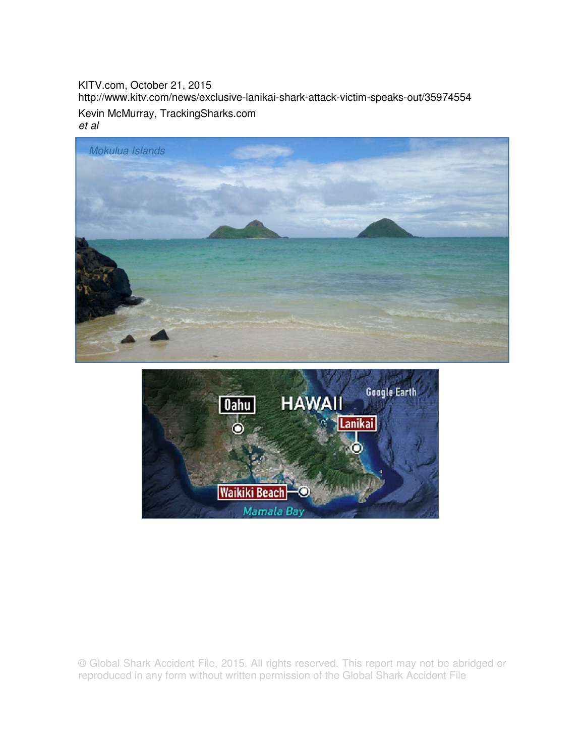KITV.com, October 21, 2015
http://www.kitv.com/news/exclusive-lanikai-shark-attack-victim-speaks-out/35974554

Kevin McMurray, TrackingSharks.com
*et al*

Mokulua Islands

Oahu
HAWAII
Google Earth
Lanikai
Waikiki Beach
Mamala Bay

© Global Shark Accident File, 2015. All rights reserved. This report may not be abridged or reproduced in any form without written permission of the Global Shark Accident File